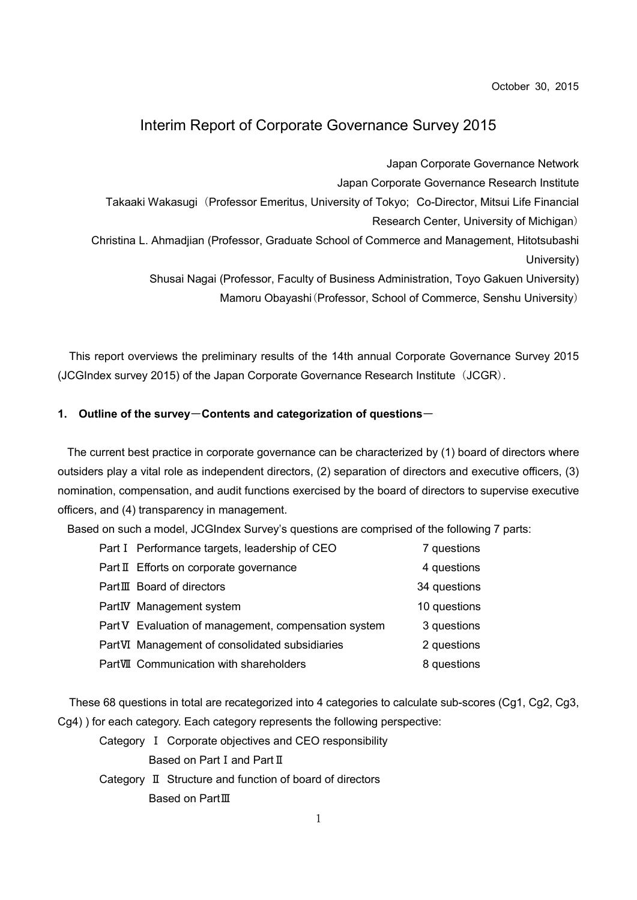October 30, 2015

# Interim Report of Corporate Governance Survey 2015

Japan Corporate Governance Network

Japan Corporate Governance Research Institute

Takaaki Wakasugi（Professor Emeritus, University of Tokyo; Co-Director, Mitsui Life Financial Research Center, University of Michigan）

Christina L. Ahmadjian (Professor, Graduate School of Commerce and Management, Hitotsubashi University)

Shusai Nagai (Professor, Faculty of Business Administration, Toyo Gakuen University)

Mamoru Obayashi（Professor, School of Commerce, Senshu University）

This report overviews the preliminary results of the 14th annual Corporate Governance Survey 2015 (JCGIndex survey 2015) of the Japan Corporate Governance Research Institute（JCGR）.

## 1. Outline of the survey－Contents and categorization of questions－

The current best practice in corporate governance can be characterized by (1) board of directors where outsiders play a vital role as independent directors, (2) separation of directors and executive officers, (3) nomination, compensation, and audit functions exercised by the board of directors to supervise executive officers, and (4) transparency in management.

Based on such a model, JCGIndex Survey's questions are comprised of the following 7 parts:

| | | |
|---|---|---|
| Part Ⅰ | Performance targets, leadership of CEO | 7 questions |
| Part Ⅱ | Efforts on corporate governance | 4 questions |
| Part Ⅲ | Board of directors | 34 questions |
| Part Ⅳ | Management system | 10 questions |
| Part Ⅴ | Evaluation of management, compensation system | 3 questions |
| Part Ⅵ | Management of consolidated subsidiaries | 2 questions |
| Part Ⅶ | Communication with shareholders | 8 questions |

These 68 questions in total are recategorized into 4 categories to calculate sub-scores (Cg1, Cg2, Cg3, Cg4) ) for each category. Each category represents the following perspective:

Category Ⅰ Corporate objectives and CEO responsibility
Based on Part Ⅰ and Part Ⅱ

Category Ⅱ Structure and function of board of directors
Based on Part Ⅲ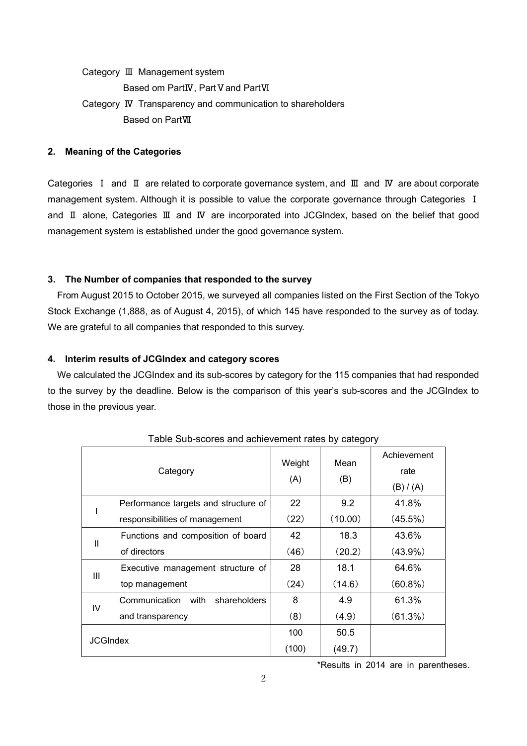Category Ⅲ Management system

Based om PartⅣ, PartⅤ and PartⅥ

Category Ⅳ Transparency and communication to shareholders

Based on PartⅦ

## 2. Meaning of the Categories

Categories Ⅰ and Ⅱ are related to corporate governance system, and Ⅲ and Ⅳ are about corporate management system. Although it is possible to value the corporate governance through Categories Ⅰ and Ⅱ alone, Categories Ⅲ and Ⅳ are incorporated into JCGIndex, based on the belief that good management system is established under the good governance system.

## 3. The Number of companies that responded to the survey

From August 2015 to October 2015, we surveyed all companies listed on the First Section of the Tokyo Stock Exchange (1,888, as of August 4, 2015), of which 145 have responded to the survey as of today. We are grateful to all companies that responded to this survey.

## 4. Interim results of JCGIndex and category scores

We calculated the JCGIndex and its sub-scores by category for the 115 companies that had responded to the survey by the deadline. Below is the comparison of this year's sub-scores and the JCGIndex to those in the previous year.

Table Sub-scores and achievement rates by category

| Category | | Weight (A) | Mean (B) | Achievement rate (B) / (A) |
|---|---|---|---|---|
| I | Performance targets and structure of responsibilities of management | 22 (22) | 9.2 (10.00) | 41.8% (45.5%) |
| II | Functions and composition of board of directors | 42 (46) | 18.3 (20.2) | 43.6% (43.9%) |
| III | Executive management structure of top management | 28 (24) | 18.1 (14.6) | 64.6% (60.8%) |
| IV | Communication with shareholders and transparency | 8 (8) | 4.9 (4.9) | 61.3% (61.3%) |
| JCGIndex | | 100 (100) | 50.5 (49.7) | |

*Results in 2014 are in parentheses.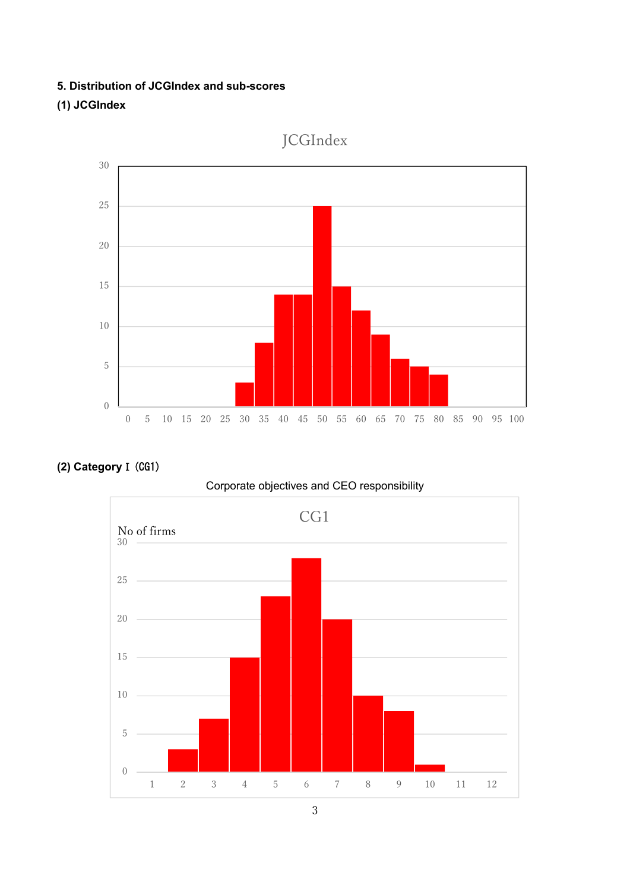## 5. Distribution of JCGIndex and sub-scores

### (1) JCGIndex

### (2) Category I（CG1）

Corporate objectives and CEO responsibility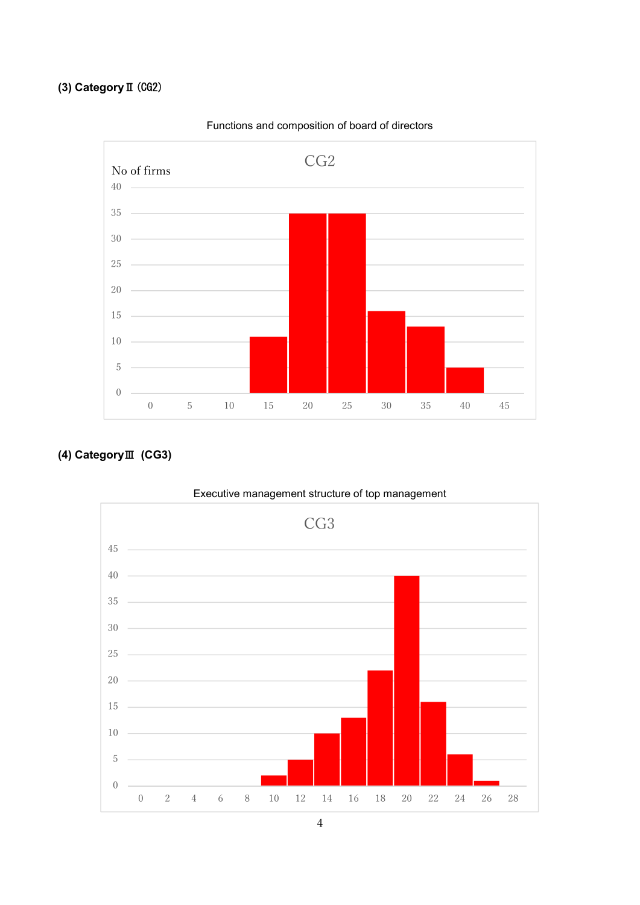### (3) Category Ⅱ (CG2)

Functions and composition of board of directors

CG2

| No of firms | |
|---|---|
| 15 | 11 |
| 20 | 35 |
| 25 | 35 |
| 30 | 16 |
| 35 | 13 |
| 40 | 5 |

### (4) Category Ⅲ (CG3)

Executive management structure of top management

CG3

| | |
|---|---|
| 10 | 2 |
| 12 | 5 |
| 14 | 10 |
| 16 | 13 |
| 18 | 22 |
| 20 | 40 |
| 22 | 16 |
| 24 | 6 |
| 26 | 1 |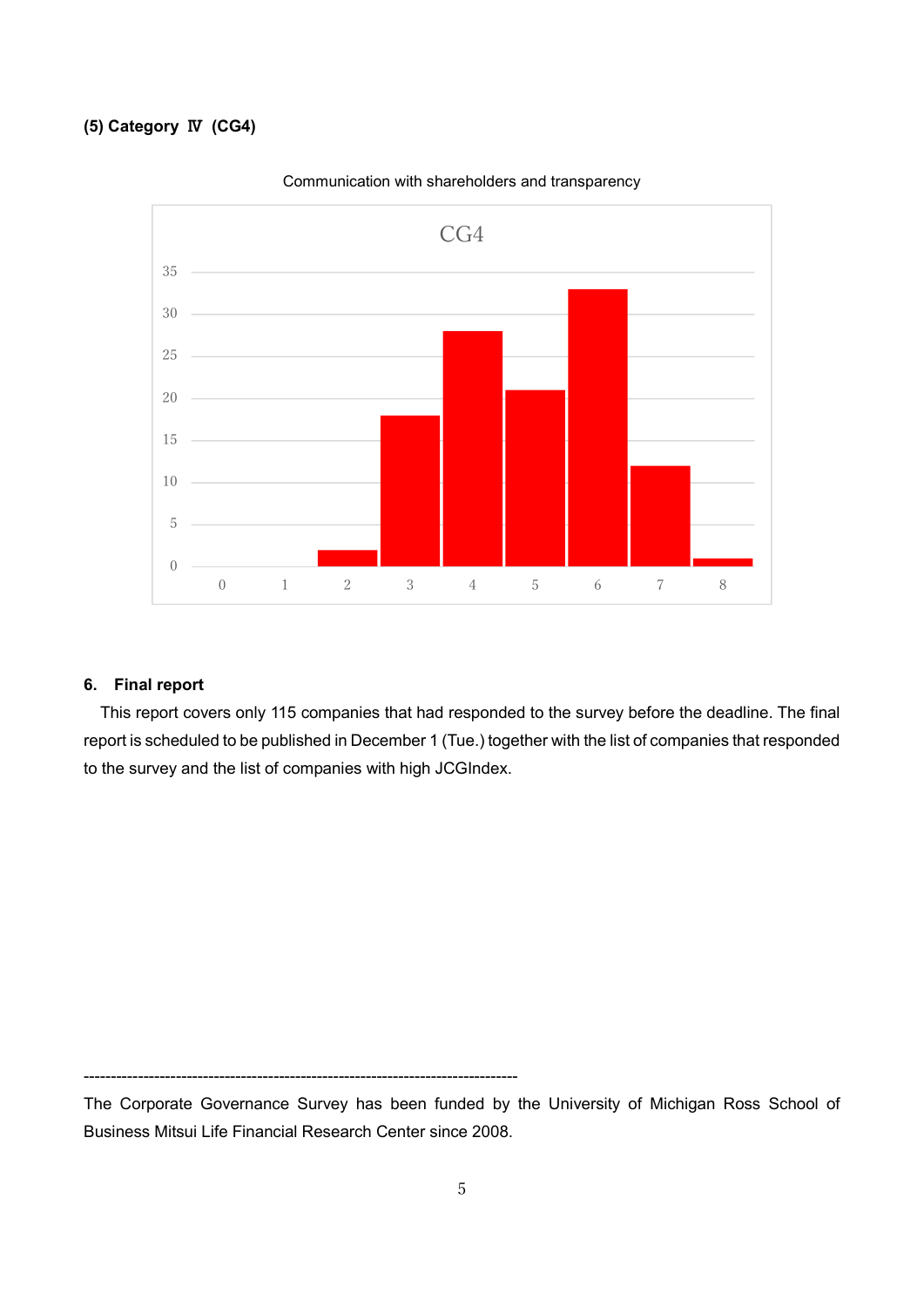### (5) Category Ⅳ (CG4)

Communication with shareholders and transparency

CG4

35
30
25
20
15
10
5
0

0 1 2 3 4 5 6 7 8

### 6. Final report

This report covers only 115 companies that had responded to the survey before the deadline. The final report is scheduled to be published in December 1 (Tue.) together with the list of companies that responded to the survey and the list of companies with high JCGIndex.

---

The Corporate Governance Survey has been funded by the University of Michigan Ross School of Business Mitsui Life Financial Research Center since 2008.